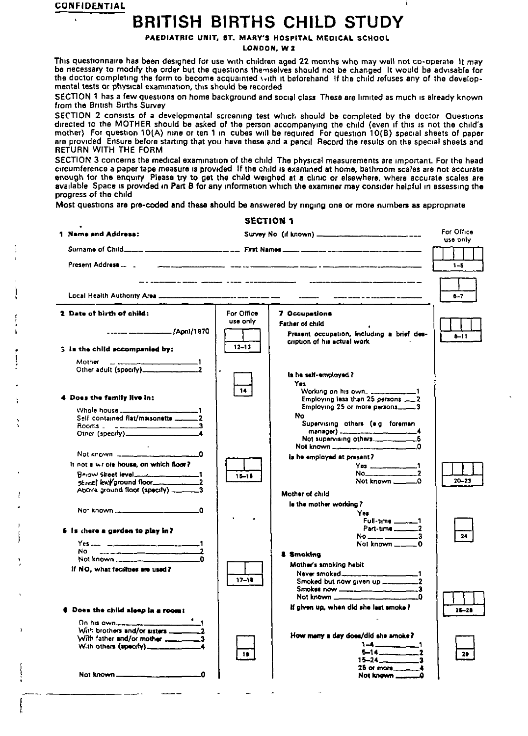**CONFIDENTIAL**

# BRITISH BIRTHS CHILD STUDY

**PAEDIATRIC UNIT, ST. MARY'S HOSPITAL MEDICAL SCHOOL**

**LONDON, W 2**

This questionnaire has been designed for use with children aged 22 months who may well not co-operate It may be necessary to modify the order but the questions themselves should not be changed It would be advisable for the doctor completing the form to become acquainted with it beforehand If the child refuses any of the developmental tests or physical examination, this should be recorded

SECTION 1 has a few questions on home background and social class These are limited as much is already known from the British Births Survey

SECTION 2 consists of a developmental screening test which should be completed by the doctor Questions directed to the MOTHER should be asked of the person accompanying the child (even if this is not the child's mother) For question 10(A) nine or ten 1 in cubes will be required For question 10(B) special sheets of paper are provided Ensure before starting that you have these and a pencil Record the results on the special sheets and RETURN WITH THE FORM

SECTION 3 concerns the medical examination of the child The physical measurements are important. For the head circumference a paper tape measure is provided If the child is examined at home, bathroom scales are not accurate enough for the enquiry Please try to get the child weighed at a clinic or elsewhere, where accurate scales are available Space is provided in Part B for any information which the examiner may consider helpful in assessing the progress of the child

Most questions are pre-coded and these should be answered by ringing one or more numbers as appropriate

## SECTION 1

**1 Name and Address:** Survey No (if known) ____________ *For Office use only* [1–5]

Surname of Child ____________ First Names ____________

Present Address ____________

Local Health Authority Area ____________ [6–7]

**2 Date of birth of child:**

______ /April/1970 [12–13]

**3 Is the child accompanied by:**

- Mother ______ 1
- Other adult (specify) ______ 2

[14]

**4 Does the family live in:**

- Whole house ______ 1
- Self contained flat/maisonette ______ 2
- Rooms ______ 3
- Other (specify) ______ 4
- Not known ______ 0

If not a whole house, on which floor?

- Below street level ______ 1
- Street level/ground floor ______ 2
- Above ground floor (specify) ______ 3
- Not known ______ 0

[15–16]

**5 Is there a garden to play in?**

- Yes ______ 1
- No ______ 2
- Not known ______ 0

If NO, what facilities are used?

[17–18]

**6 Does the child sleep in a room:**

- On his own ______ 1
- With brothers and/or sisters ______ 2
- With father and/or mother ______ 3
- With others (specify) ______ 4
- Not known ______ 0

[19]

**7 Occupations**

Father of child

Present occupation, including a brief description of his actual work [8–11]

Is he self-employed?

- Yes
  - Working on his own ______ 1
  - Employing less than 25 persons ______ 2
  - Employing 25 or more persons ______ 3
- No
  - Supervising others (e g foreman manager) ______ 4
  - Not supervising others ______ 5
- Not known ______ 0

Is he employed at present?

- Yes ______ 1
- No ______ 2
- Not known ______ 0

[20–23]

Mother of child

Is the mother working?

- Yes
  - Full-time ______ 1
  - Part-time ______ 2
- No ______ 3
- Not known ______ 0

[24]

**8 Smoking**

Mother's smoking habit

- Never smoked ______ 1
- Smoked but now given up ______ 2
- Smokes now ______ 3
- Not known ______ 0

If given up, when did she last smoke?

[25–28]

How many a day does/did she smoke?

- 1–4 ______ 1
- 5–14 ______ 2
- 15–24 ______ 3
- 25 or more ______ 4
- Not known ______ 0

[29]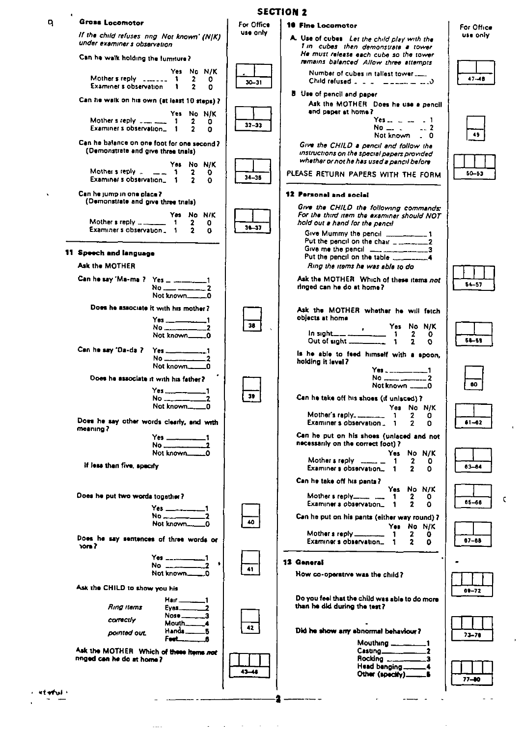# SECTION 2

## 9 Gross Locomotor

*If the child refuses ring 'Not known' (N/K) under examiner's observation*

For Office use only

Can he walk holding the furniture?

| | Yes | No | N/K |
|---|---|---|---|
| Mother's reply | 1 | 2 | 0 |
| Examiner's observation | 1 | 2 | 0 |

30–31

Can he walk on his own (at least 10 steps)?

| | Yes | No | N/K |
|---|---|---|---|
| Mother's reply | 1 | 2 | 0 |
| Examiner's observation | 1 | 2 | 0 |

32–33

Can he balance on one foot for one second? (Demonstrate and give three trials)

| | Yes | No | N/K |
|---|---|---|---|
| Mother's reply | 1 | 2 | 0 |
| Examiner's observation | 1 | 2 | 0 |

34–35

Can he jump in one place? (Demonstrate and give three trials)

| | Yes | No | N/K |
|---|---|---|---|
| Mother's reply | 1 | 2 | 0 |
| Examiner's observation | 1 | 2 | 0 |

36–37

## 11 Speech and language

**Ask the MOTHER**

Can he say 'Ma-ma'? Yes ______ 1
No ______ 2
Not known ______ 0

Does he associate it with his mother?
Yes ______ 1
No ______ 2
Not known ______ 0

38

Can he say 'Da-da'? Yes ______ 1
No ______ 2
Not known ______ 0

Does he associate it with his father?
Yes ______ 1
No ______ 2
Not known ______ 0

39

Does he say other words clearly, and with meaning?
Yes ______ 1
No ______ 2
Not known ______ 0

If less than five, specify

Does he put two words together?
Yes ______ 1
No ______ 2
Not known ______ 0

40

Does he say sentences of three words or more?
Yes ______ 1
No ______ 2
Not known ______ 0

41

Ask the CHILD to show you his

*Ring items correctly pointed out*

Hair ______ 1
Eyes ______ 2
Nose ______ 3
Mouth ______ 4
Hands ______ 5
Feet ______ 6

42

Ask the MOTHER Which of these items *not* ringed can he do at home?

43–48

## 10 Fine Locomotor

**A Use of cubes** *Let the child play with the 1 in cubes then demonstrate a tower. He must release each cube so the tower remains balanced. Allow three attempts*

Number of cubes in tallest tower ______
Child refused ______ 0

47–48

**B Use of pencil and paper**

Ask the MOTHER Does he use a pencil and paper at home?
Yes ______ 1
No ______ 2
Not known ______ 0

49

*Give the CHILD a pencil and follow the instructions on the special papers provided whether or not he has used a pencil before*

PLEASE RETURN PAPERS WITH THE FORM

50–53

## 12 Personal and social

*Give the CHILD the following commands. For the third item the examiner should NOT hold out a hand for the pencil*

Give Mummy the pencil ______ 1
Put the pencil on the chair ______ 2
Give me the pencil ______ 3
Put the pencil on the table ______ 4

*Ring the items he was able to do*

Ask the MOTHER Which of these items *not* ringed can he do at home?

54–57

Ask the MOTHER whether he will fetch objects at home

| | Yes | No | N/K |
|---|---|---|---|
| In sight | 1 | 2 | 0 |
| Out of sight | 1 | 2 | 0 |

58–59

Is he able to feed himself with a spoon, holding it level?
Yes ______ 1
No ______ 2
Not known ______ 0

60

Can he take off his shoes (if unlaced)?

| | Yes | No | N/K |
|---|---|---|---|
| Mother's reply | 1 | 2 | 0 |
| Examiner's observation | 1 | 2 | 0 |

61–62

Can he put on his shoes (unlaced and not necessarily on the correct foot)?

| | Yes | No | N/K |
|---|---|---|---|
| Mother's reply | 1 | 2 | 0 |
| Examiner's observation | 1 | 2 | 0 |

63–64

Can he take off his pants?

| | Yes | No | N/K |
|---|---|---|---|
| Mother's reply | 1 | 2 | 0 |
| Examiner's observation | 1 | 2 | 0 |

65–66

Can he put on his pants (either way round)?

| | Yes | No | N/K |
|---|---|---|---|
| Mother's reply | 1 | 2 | 0 |
| Examiner's observation | 1 | 2 | 0 |

67–68

## 13 General

How co-operative was the child?

69–72

Do you feel that the child was able to do more than he did during the test?

73–76

Did he show any abnormal behaviour?

Mouthing ______ 1
Casting ______ 2
Rocking ______ 3
Head banging ______ 4
Other (specify) ______ 5

77–80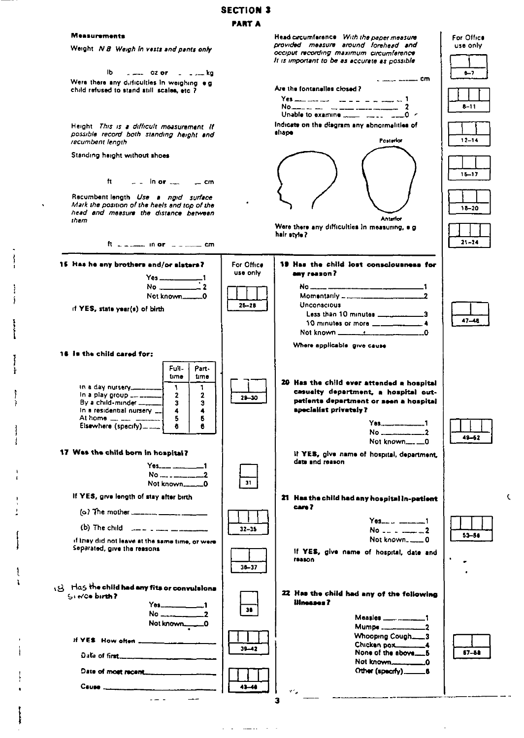# SECTION 3

## PART A

### Measurements

Weight *N B Weigh in vests and pants only*

lb ____ oz or ____ kg

Were there any difficulties in weighing e g child refused to stand still scales, etc ?

Height *This is a difficult measurement If possible record both standing height and recumbent length*

Standing height without shoes

ft ____ in or ____ cm

Recumbent length *Use a rigid surface Mark the position of the heels and top of the head and measure the distance between them*

ft ____ in or ____ cm

Head circumference *With the paper measure provided measure around forehead and occiput recording maximum circumference It is important to be as accurate as possible*

____ cm

Are the fontanelles closed ?

Yes ____ 1
No ____ 2
Unable to examine ____ 0

Indicate on the diagram any abnormalities of shape

Posterior

Anterior

Were there any difficulties in measuring, e g hair style ?

For Office use only

6–7
8–11
12–14
15–17
18–20
21–24

**15 Has he any brothers and/or sisters?**

Yes ____ 1
No ____ 2
Not known ____ 0

If **YES**, state year(s) of birth

For Office use only: 25–28

**16 Is the child cared for:**

| | Full-time | Part-time |
|---|---|---|
| In a day nursery | 1 | 1 |
| In a play group | 2 | 2 |
| By a child-minder | 3 | 3 |
| In a residential nursery | 4 | 4 |
| At home | 5 | 5 |
| Elsewhere (specify) | 6 | 6 |

29–30

**17 Was the child born in hospital?**

Yes ____ 1
No ____ 2
Not known ____ 0

31

If **YES**, give length of stay after birth

(a) The mother ____

(b) The child ____

32–35

If they did not leave at the same time, or were Separated, give the reasons

36–37

**18 Has the child had any fits or convulsions since birth?**

Yes ____ 1
No ____ 2
Not known ____ 0

38

If **YES** How often ____

39–42

Date of first ____

Date of most recent ____

Cause ____

43–46

**19 Has the child lost consciousness for any reason?**

No ____ 1
Momentarily ____ 2
Unconscious
  Less than 10 minutes ____ 3
  10 minutes or more ____ 4
Not known ____ 0

47–48

Where applicable give cause

**20 Has the child ever attended a hospital casualty department, a hospital out-patients department or seen a hospital specialist privately?**

Yes ____ 1
No ____ 2
Not known ____ 0

49–52

If **YES**, give name of hospital, department, date and reason

**21 Has the child had any hospital in-patient care?**

Yes ____ 1
No ____ 2
Not known ____ 0

53–56

If **YES**, give name of hospital, date and reason

**22 Has the child had any of the following illnesses?**

Measles ____ 1
Mumps ____ 2
Whooping Cough ____ 3
Chicken pox ____ 4
None of the above ____ 5
Not known ____ 0
Other (specify) ____ 6

57–58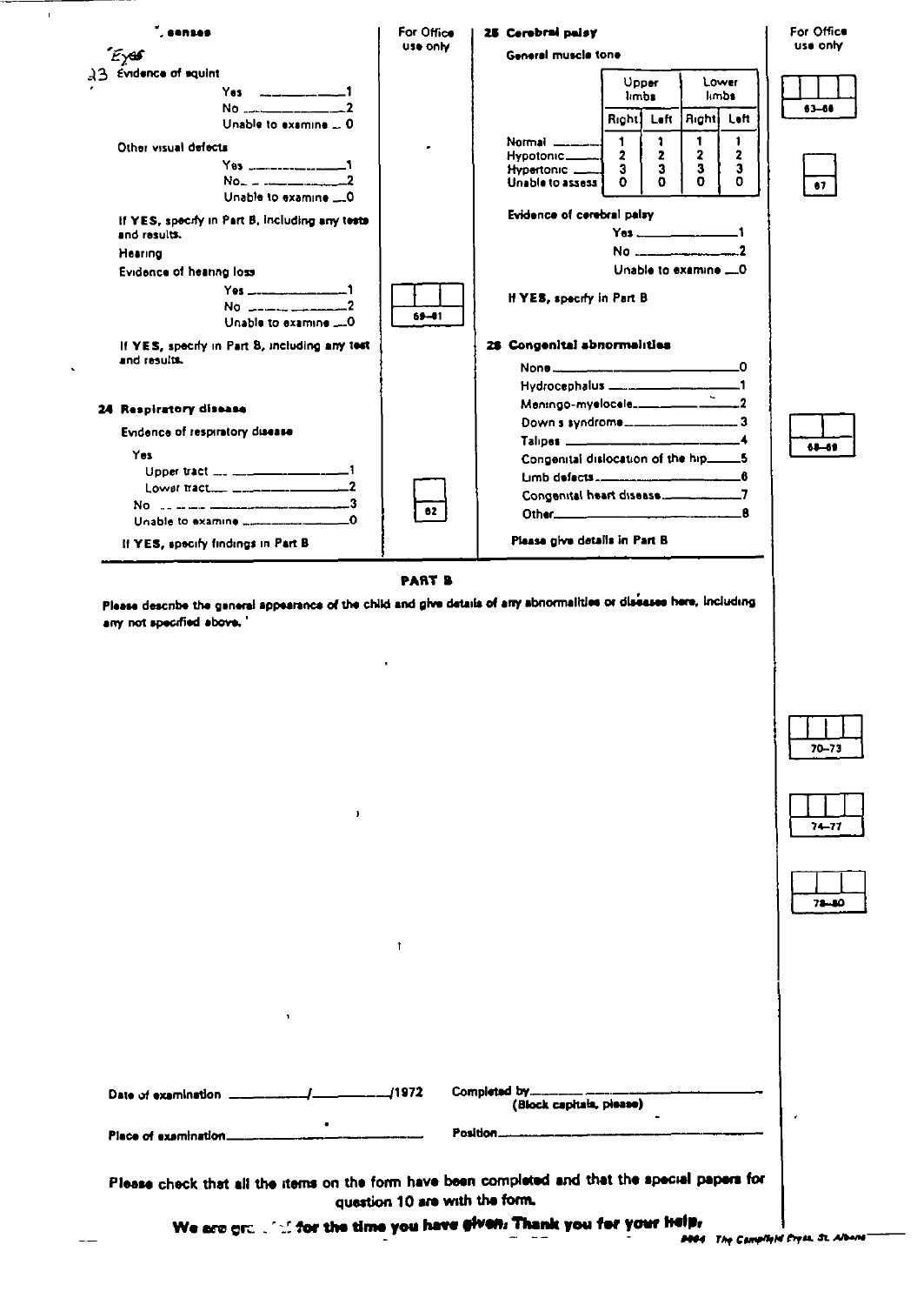### Senses

*Eyes*

23 Evidence of squint

- Yes ——— 1
- No ——— 2
- Unable to examine — 0

Other visual defects

- Yes ——— 1
- No ——— 2
- Unable to examine — 0

If YES, specify in Part B, including any tests and results.

Hearing

Evidence of hearing loss

- Yes ——— 1
- No ——— 2
- Unable to examine — 0

If YES, specify in Part B, including any test and results.

For Office use only: 59–61

### 24 Respiratory disease

Evidence of respiratory disease

Yes

- Upper tract ——— 1
- Lower tract ——— 2

No ——— 3

Unable to examine ——— 0

If YES, specify findings in Part B

For Office use only: 62

### 25 Cerebral palsy

General muscle tone

| | Upper limbs | | Lower limbs | |
|---|---|---|---|---|
| | Right | Left | Right | Left |
| Normal | 1 | 1 | 1 | 1 |
| Hypotonic | 2 | 2 | 2 | 2 |
| Hypertonic | 3 | 3 | 3 | 3 |
| Unable to assess | 0 | 0 | 0 | 0 |

For Office use only: 63–66

Evidence of cerebral palsy

- Yes ——— 1
- No ——— 2
- Unable to examine — 0

If YES, specify in Part B

For Office use only: 67

### 26 Congenital abnormalities

- None ——— 0
- Hydrocephalus ——— 1
- Meningo-myelocele ——— 2
- Down's syndrome ——— 3
- Talipes ——— 4
- Congenital dislocation of the hip ——— 5
- Limb defects ——— 6
- Congenital heart disease ——— 7
- Other ——— 8

Please give details in Part B

For Office use only: 68–69

## PART B

Please describe the general appearance of the child and give details of any abnormalities or diseases here, including any not specified above.

For Office use only: 70–73, 74–77, 78–80

Date of examination ——— / ——— /1972

Completed by ———————— (Block capitals, please)

Place of examination ————————

Position ————————

**Please check that all the items on the form have been completed and that the special papers for question 10 are with the form.**

**We are grateful for the time you have given. Thank you for your help.**

8664 The Campfield Press, St. Albans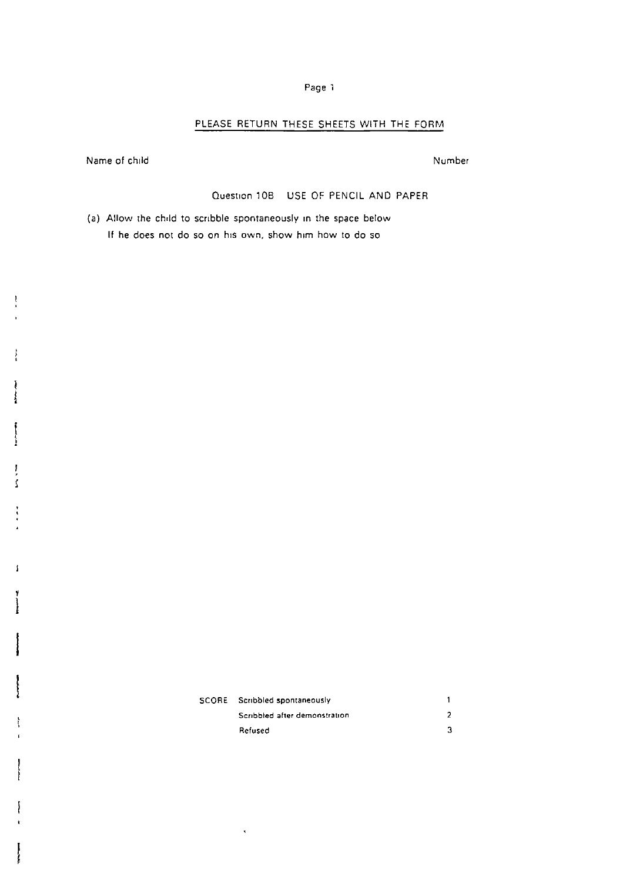**PLEASE RETURN THESE SHEETS WITH THE FORM**

Name of child                                                                                     Number

Question 10B   USE OF PENCIL AND PAPER

(a) Allow the child to scribble spontaneously in the space below
If he does not do so on his own, show him how to do so

| SCORE | | |
|---|---|---|
| | Scribbled spontaneously | 1 |
| | Scribbled after demonstration | 2 |
| | Refused | 3 |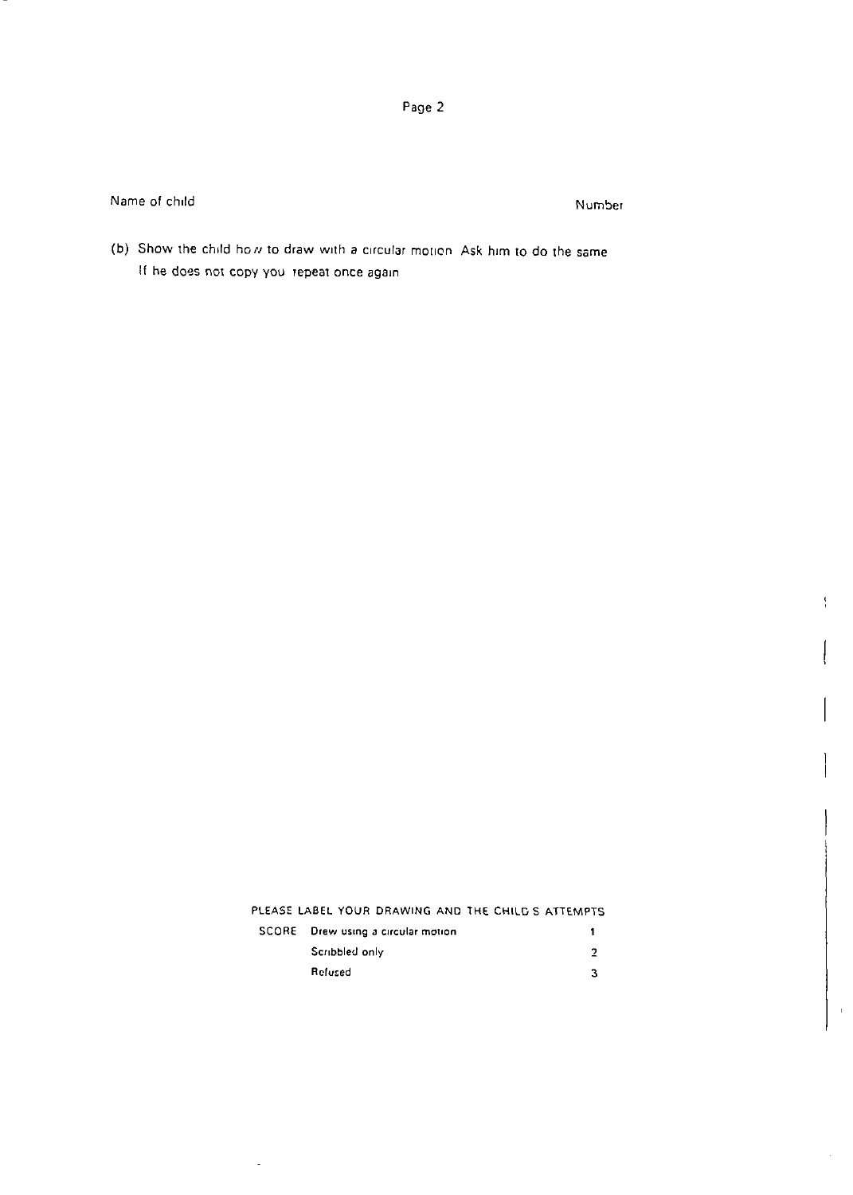Name of child Number

(b) Show the child how to draw with a circular motion Ask him to do the same
If he does not copy you repeat once again

PLEASE LABEL YOUR DRAWING AND THE CHILD'S ATTEMPTS

| SCORE | | |
|---|---|---|
| | Drew using a circular motion | 1 |
| | Scribbled only | 2 |
| | Refused | 3 |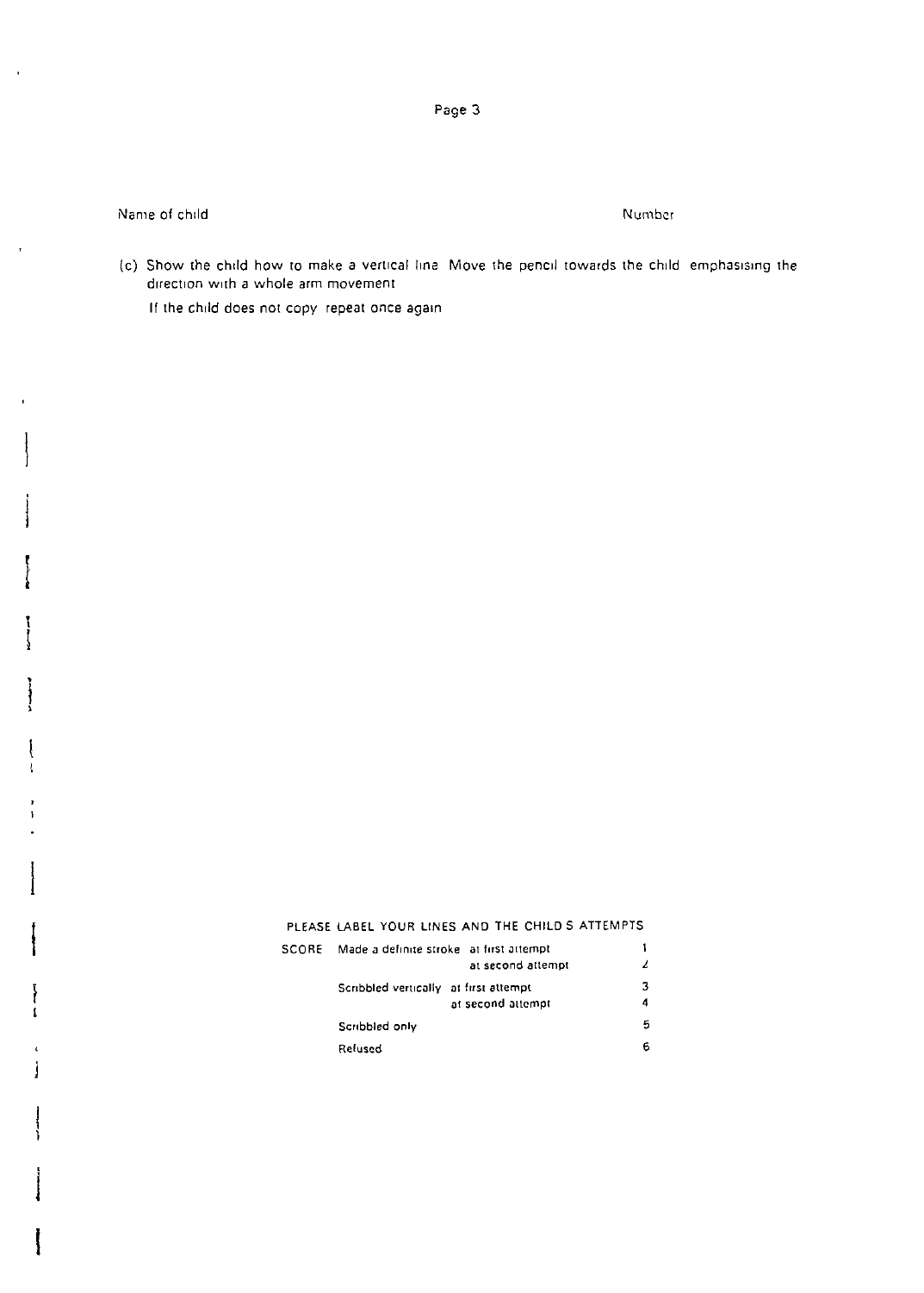Name of child Number

(c) Show the child how to make a vertical line Move the pencil towards the child emphasising the direction with a whole arm movement

If the child does not copy repeat once again

PLEASE LABEL YOUR LINES AND THE CHILD S ATTEMPTS

| SCORE | | | |
|---|---|---|---|
| | Made a definite stroke | at first attempt | 1 |
| | | at second attempt | 2 |
| | Scribbled vertically | at first attempt | 3 |
| | | at second attempt | 4 |
| | Scribbled only | | 5 |
| | Refused | | 6 |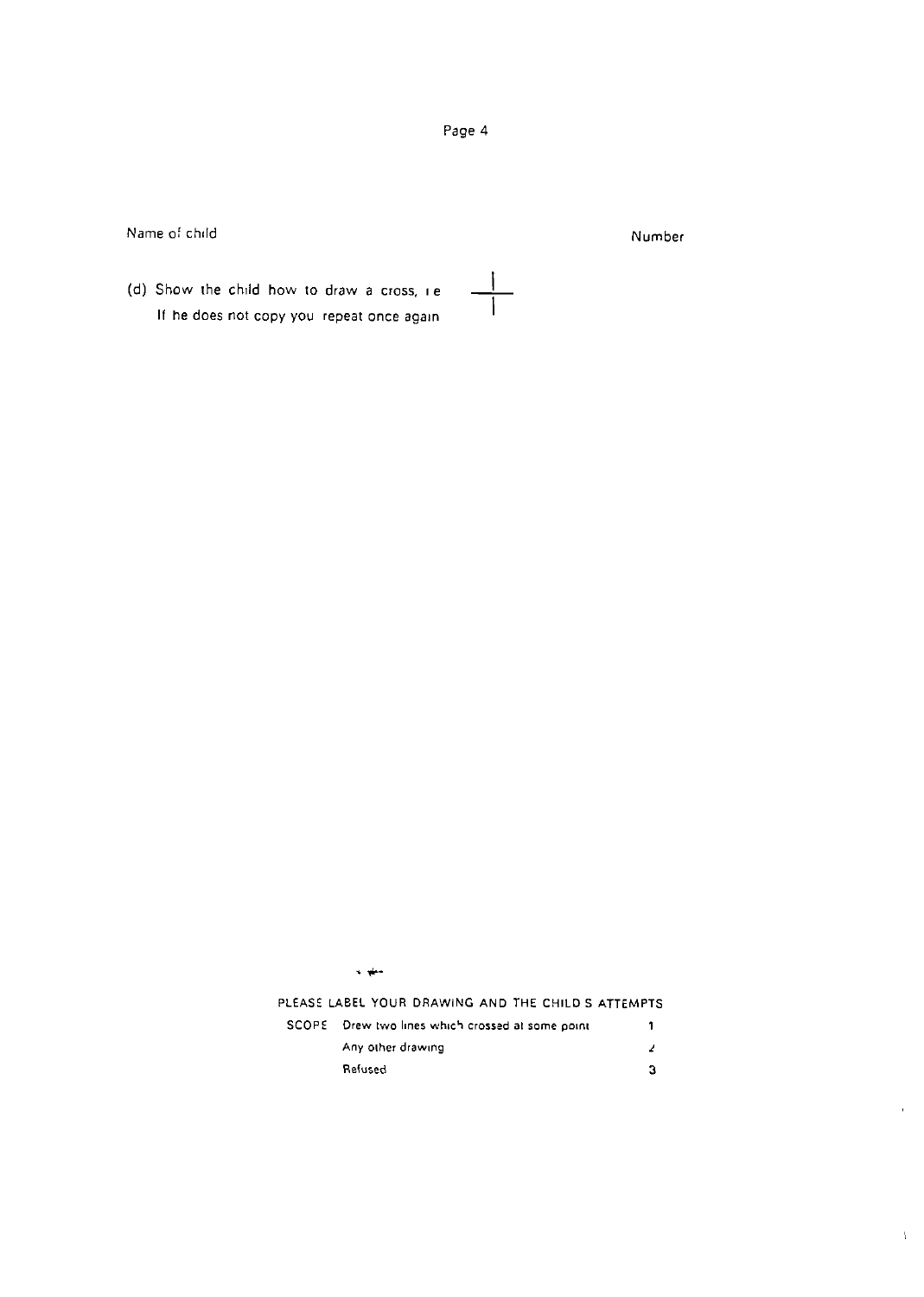Name of child

Number

(d) Show the child how to draw a cross, i e

If he does not copy you repeat once again

PLEASE LABEL YOUR DRAWING AND THE CHILD S ATTEMPTS

| | | |
|---|---|---|
| SCOPE | Drew two lines which crossed at some point | 1 |
| | Any other drawing | 2 |
| | Refused | 3 |